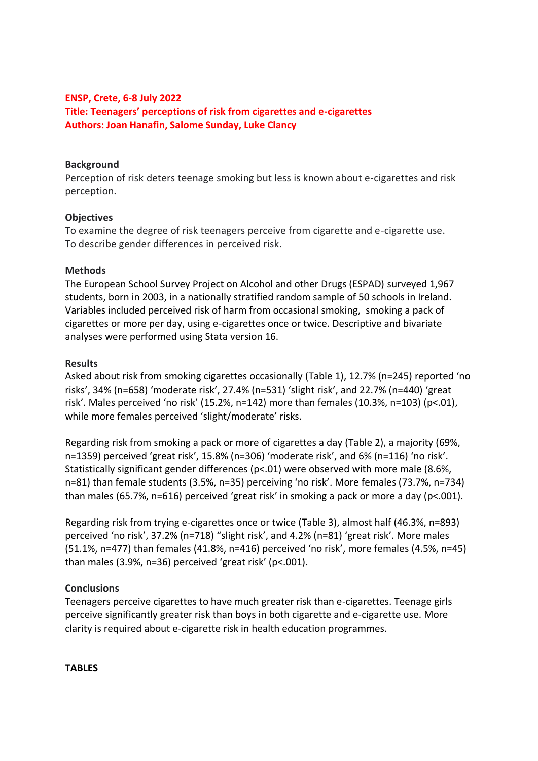**ENSP, Crete, 6-8 July 2022**
**Title: Teenagers' perceptions of risk from cigarettes and e-cigarettes**
**Authors: Joan Hanafin, Salome Sunday, Luke Clancy**

## Background

Perception of risk deters teenage smoking but less is known about e-cigarettes and risk perception.

## Objectives

To examine the degree of risk teenagers perceive from cigarette and e-cigarette use.
To describe gender differences in perceived risk.

## Methods

The European School Survey Project on Alcohol and other Drugs (ESPAD) surveyed 1,967 students, born in 2003, in a nationally stratified random sample of 50 schools in Ireland. Variables included perceived risk of harm from occasional smoking, smoking a pack of cigarettes or more per day, using e-cigarettes once or twice. Descriptive and bivariate analyses were performed using Stata version 16.

## Results

Asked about risk from smoking cigarettes occasionally (Table 1), 12.7% (n=245) reported 'no risks', 34% (n=658) 'moderate risk', 27.4% (n=531) 'slight risk', and 22.7% (n=440) 'great risk'. Males perceived 'no risk' (15.2%, n=142) more than females (10.3%, n=103) ($p<.01$), while more females perceived 'slight/moderate' risks.

Regarding risk from smoking a pack or more of cigarettes a day (Table 2), a majority (69%, n=1359) perceived 'great risk', 15.8% (n=306) 'moderate risk', and 6% (n=116) 'no risk'. Statistically significant gender differences ($p<.01$) were observed with more male (8.6%, n=81) than female students (3.5%, n=35) perceiving 'no risk'. More females (73.7%, n=734) than males (65.7%, n=616) perceived 'great risk' in smoking a pack or more a day ($p<.001$).

Regarding risk from trying e-cigarettes once or twice (Table 3), almost half (46.3%, n=893) perceived 'no risk', 37.2% (n=718) "slight risk', and 4.2% (n=81) 'great risk'. More males (51.1%, n=477) than females (41.8%, n=416) perceived 'no risk', more females (4.5%, n=45) than males (3.9%, n=36) perceived 'great risk' ($p<.001$).

## Conclusions

Teenagers perceive cigarettes to have much greater risk than e-cigarettes. Teenage girls perceive significantly greater risk than boys in both cigarette and e-cigarette use. More clarity is required about e-cigarette risk in health education programmes.

**TABLES**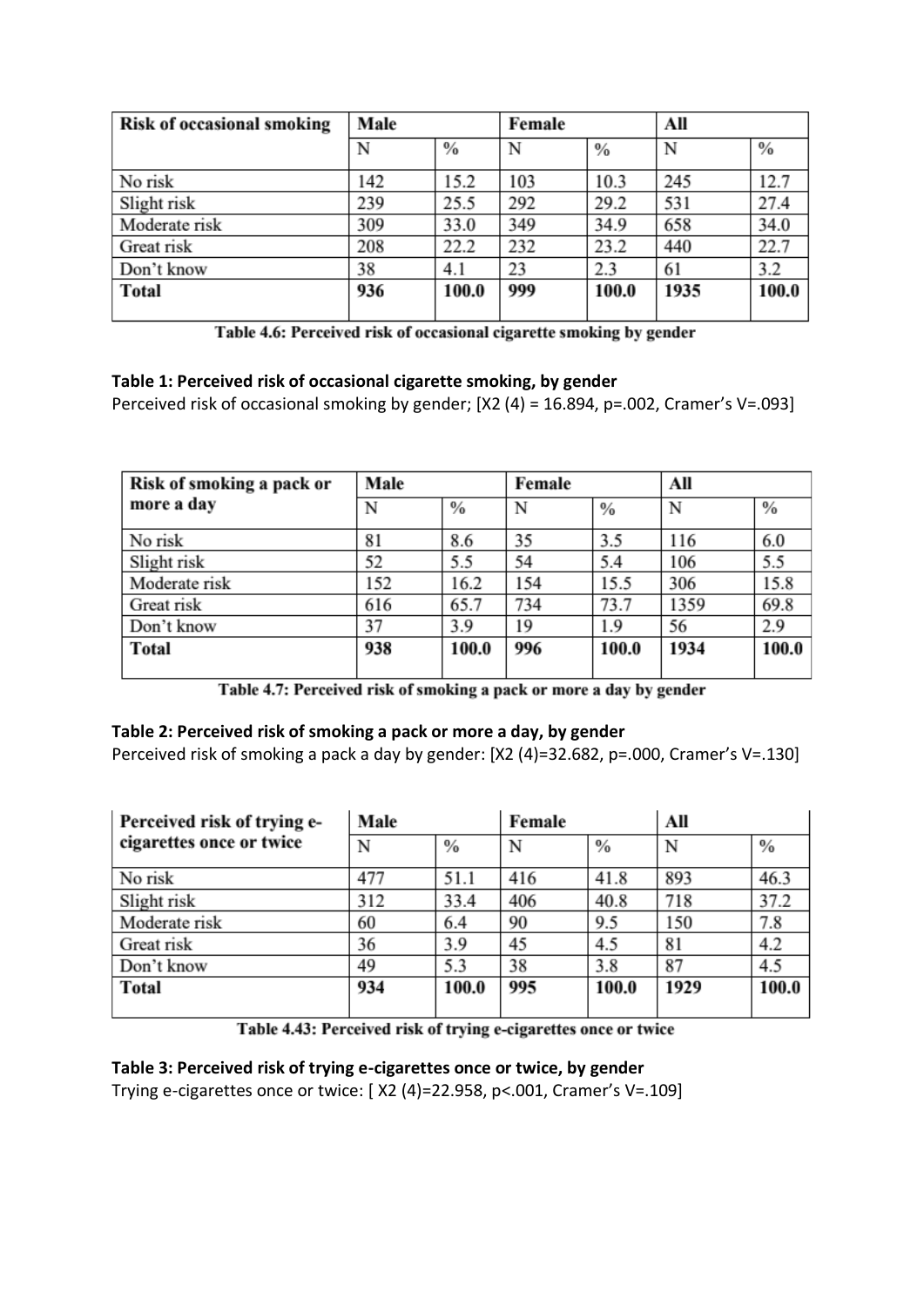| Risk of occasional smoking | Male | | Female | | All | |
|---|---|---|---|---|---|---|
| | N | % | N | % | N | % |
| No risk | 142 | 15.2 | 103 | 10.3 | 245 | 12.7 |
| Slight risk | 239 | 25.5 | 292 | 29.2 | 531 | 27.4 |
| Moderate risk | 309 | 33.0 | 349 | 34.9 | 658 | 34.0 |
| Great risk | 208 | 22.2 | 232 | 23.2 | 440 | 22.7 |
| Don't know | 38 | 4.1 | 23 | 2.3 | 61 | 3.2 |
| **Total** | **936** | **100.0** | **999** | **100.0** | **1935** | **100.0** |

**Table 4.6: Perceived risk of occasional cigarette smoking by gender**

**Table 1: Perceived risk of occasional cigarette smoking, by gender**

Perceived risk of occasional smoking by gender; [$X2$ (4) = 16.894, p=.002, Cramer's V=.093]

| Risk of smoking a pack or more a day | Male | | Female | | All | |
|---|---|---|---|---|---|---|
| | N | % | N | % | N | % |
| No risk | 81 | 8.6 | 35 | 3.5 | 116 | 6.0 |
| Slight risk | 52 | 5.5 | 54 | 5.4 | 106 | 5.5 |
| Moderate risk | 152 | 16.2 | 154 | 15.5 | 306 | 15.8 |
| Great risk | 616 | 65.7 | 734 | 73.7 | 1359 | 69.8 |
| Don't know | 37 | 3.9 | 19 | 1.9 | 56 | 2.9 |
| **Total** | **938** | **100.0** | **996** | **100.0** | **1934** | **100.0** |

**Table 4.7: Perceived risk of smoking a pack or more a day by gender**

**Table 2: Perceived risk of smoking a pack or more a day, by gender**

Perceived risk of smoking a pack a day by gender: [$X2$ (4)=32.682, p=.000, Cramer's V=.130]

| Perceived risk of trying e-cigarettes once or twice | Male | | Female | | All | |
|---|---|---|---|---|---|---|
| | N | % | N | % | N | % |
| No risk | 477 | 51.1 | 416 | 41.8 | 893 | 46.3 |
| Slight risk | 312 | 33.4 | 406 | 40.8 | 718 | 37.2 |
| Moderate risk | 60 | 6.4 | 90 | 9.5 | 150 | 7.8 |
| Great risk | 36 | 3.9 | 45 | 4.5 | 81 | 4.2 |
| Don't know | 49 | 5.3 | 38 | 3.8 | 87 | 4.5 |
| **Total** | **934** | **100.0** | **995** | **100.0** | **1929** | **100.0** |

**Table 4.43: Perceived risk of trying e-cigarettes once or twice**

**Table 3: Perceived risk of trying e-cigarettes once or twice, by gender**

Trying e-cigarettes once or twice: [ $X2$ (4)=22.958, p<.001, Cramer's V=.109]